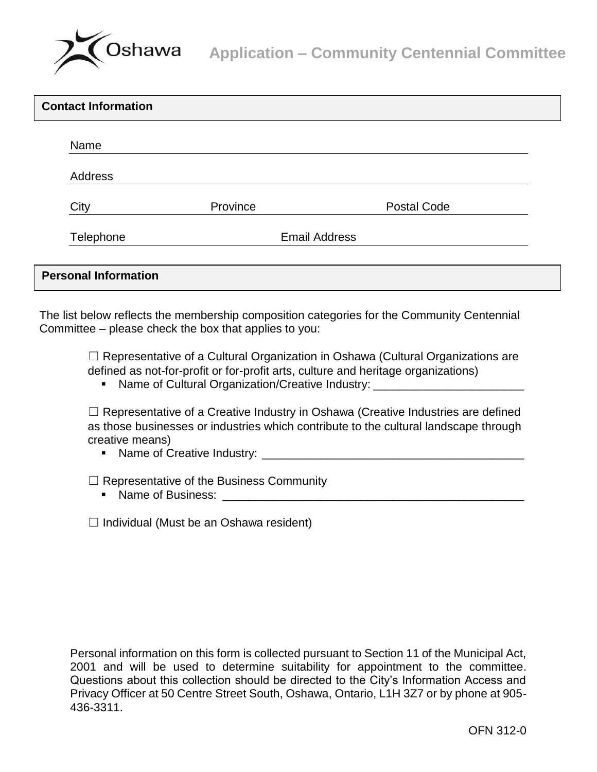# Application – Community Centennial Committee

## Contact Information

Name

Address

City Province Postal Code

Telephone Email Address

## Personal Information

The list below reflects the membership composition categories for the Community Centennial Committee – please check the box that applies to you:

☐ Representative of a Cultural Organization in Oshawa (Cultural Organizations are defined as not-for-profit or for-profit arts, culture and heritage organizations)

- Name of Cultural Organization/Creative Industry: _______________________

☐ Representative of a Creative Industry in Oshawa (Creative Industries are defined as those businesses or industries which contribute to the cultural landscape through creative means)

- Name of Creative Industry: ________________________________________

☐ Representative of the Business Community

- Name of Business: ______________________________________________

☐ Individual (Must be an Oshawa resident)

Personal information on this form is collected pursuant to Section 11 of the Municipal Act, 2001 and will be used to determine suitability for appointment to the committee. Questions about this collection should be directed to the City's Information Access and Privacy Officer at 50 Centre Street South, Oshawa, Ontario, L1H 3Z7 or by phone at 905-436-3311.

OFN 312-0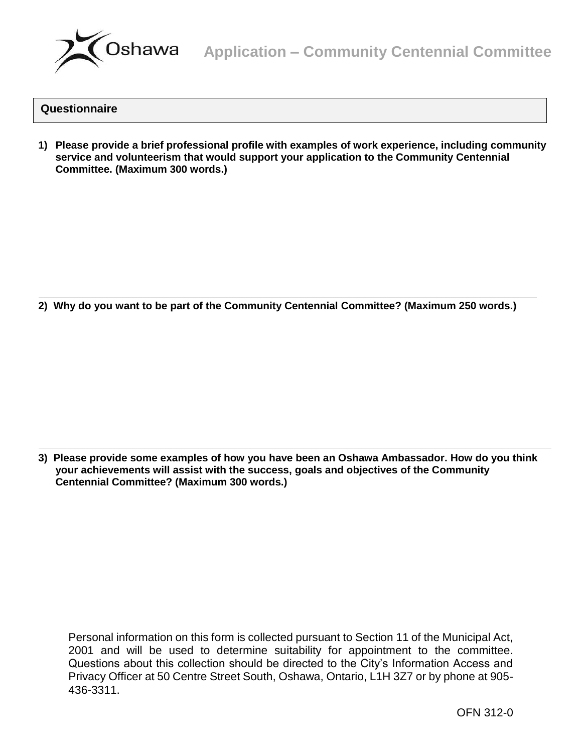# Application – Community Centennial Committee

## Questionnaire

1) **Please provide a brief professional profile with examples of work experience, including community service and volunteerism that would support your application to the Community Centennial Committee. (Maximum 300 words.)**

---

2) **Why do you want to be part of the Community Centennial Committee? (Maximum 250 words.)**

---

3) **Please provide some examples of how you have been an Oshawa Ambassador. How do you think your achievements will assist with the success, goals and objectives of the Community Centennial Committee? (Maximum 300 words.)**

Personal information on this form is collected pursuant to Section 11 of the Municipal Act, 2001 and will be used to determine suitability for appointment to the committee. Questions about this collection should be directed to the City's Information Access and Privacy Officer at 50 Centre Street South, Oshawa, Ontario, L1H 3Z7 or by phone at 905-436-3311.

OFN 312-0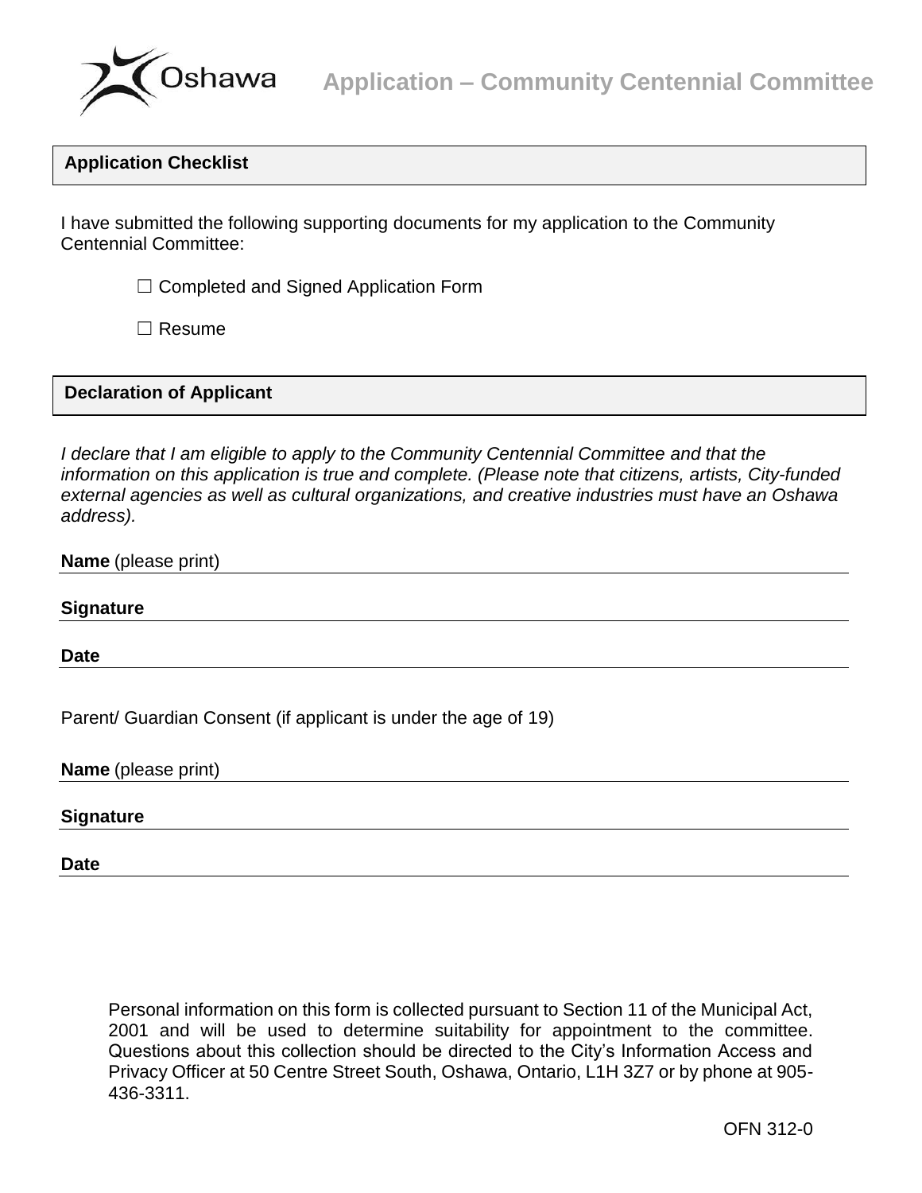# Application – Community Centennial Committee

## Application Checklist

I have submitted the following supporting documents for my application to the Community Centennial Committee:

☐ Completed and Signed Application Form

☐ Resume

## Declaration of Applicant

*I declare that I am eligible to apply to the Community Centennial Committee and that the information on this application is true and complete. (Please note that citizens, artists, City-funded external agencies as well as cultural organizations, and creative industries must have an Oshawa address).*

**Name** (please print) ______________________________

**Signature** ______________________________

**Date** ______________________________

Parent/ Guardian Consent (if applicant is under the age of 19)

**Name** (please print) ______________________________

**Signature** ______________________________

**Date** ______________________________

Personal information on this form is collected pursuant to Section 11 of the Municipal Act, 2001 and will be used to determine suitability for appointment to the committee. Questions about this collection should be directed to the City's Information Access and Privacy Officer at 50 Centre Street South, Oshawa, Ontario, L1H 3Z7 or by phone at 905-436-3311.

OFN 312-0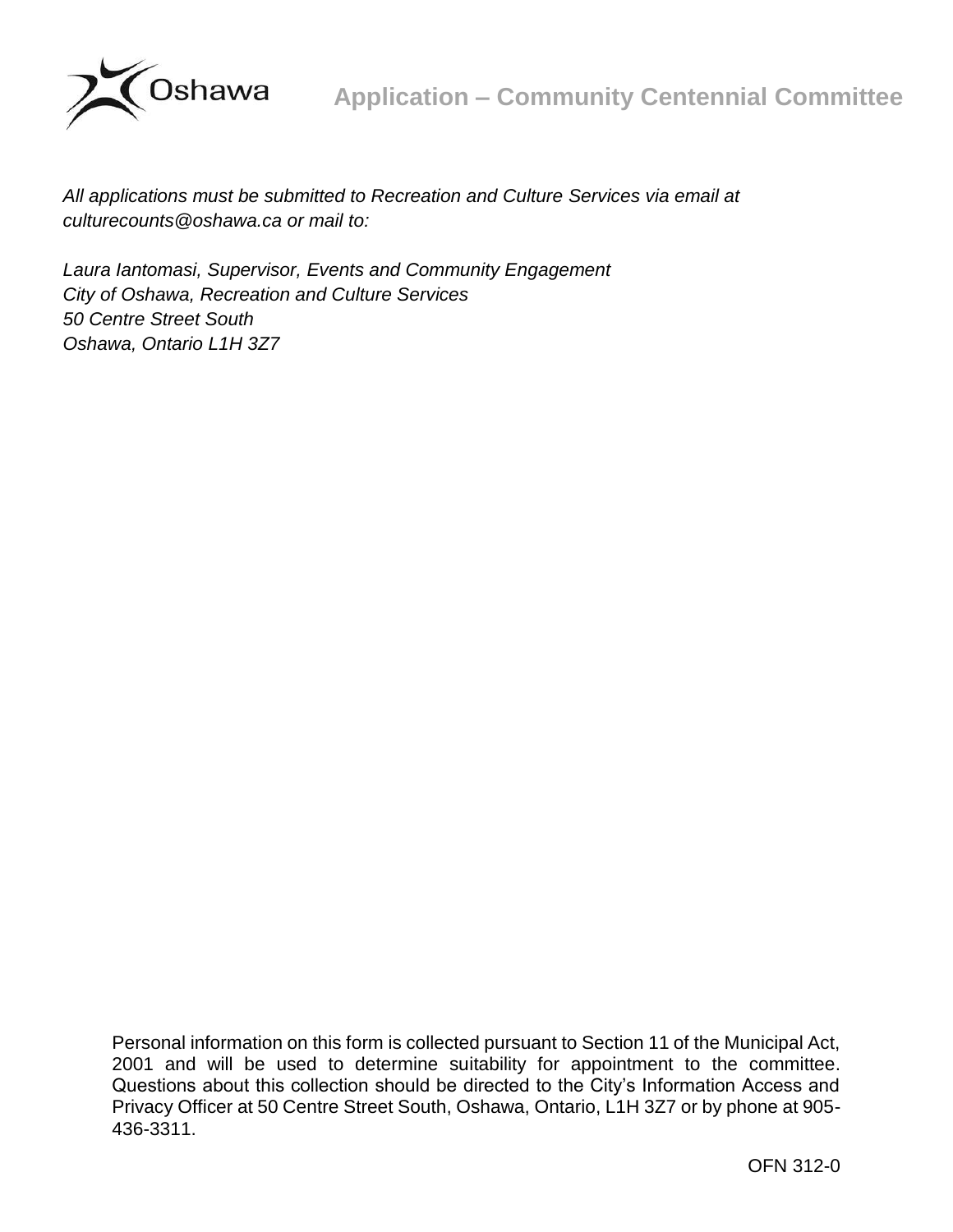Oshawa

# Application – Community Centennial Committee

*All applications must be submitted to Recreation and Culture Services via email at culturecounts@oshawa.ca or mail to:*

*Laura Iantomasi, Supervisor, Events and Community Engagement*
*City of Oshawa, Recreation and Culture Services*
*50 Centre Street South*
*Oshawa, Ontario L1H 3Z7*

Personal information on this form is collected pursuant to Section 11 of the Municipal Act, 2001 and will be used to determine suitability for appointment to the committee. Questions about this collection should be directed to the City's Information Access and Privacy Officer at 50 Centre Street South, Oshawa, Ontario, L1H 3Z7 or by phone at 905-436-3311.

OFN 312-0